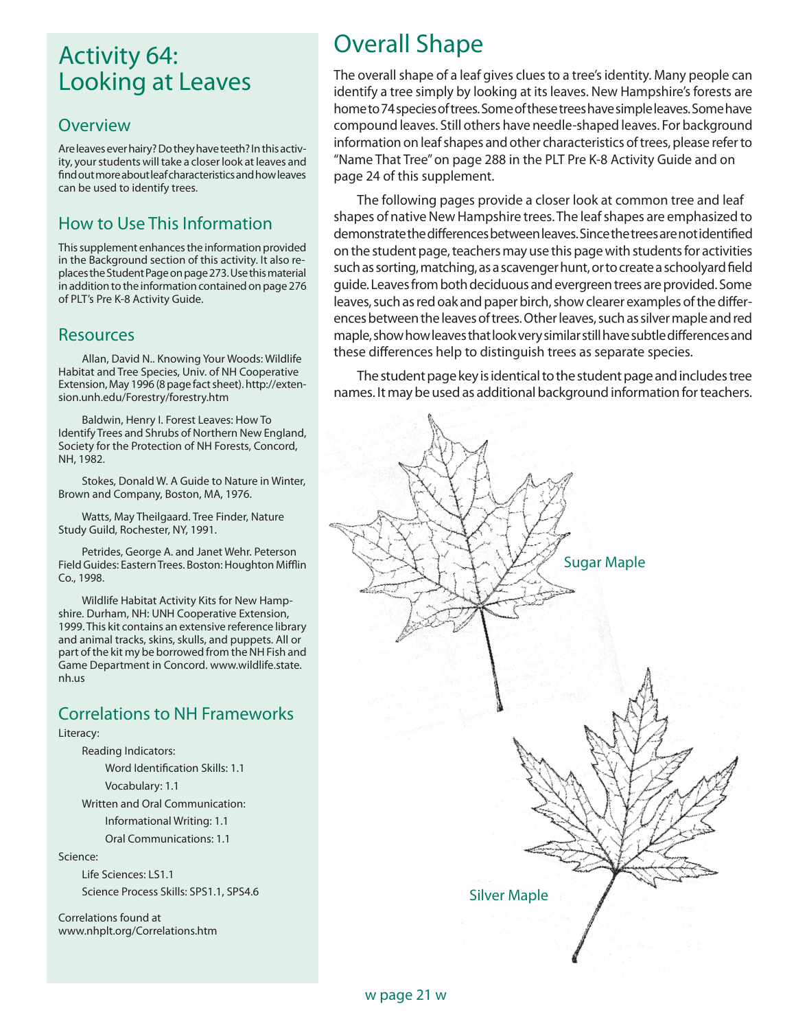# Activity 64: Looking at Leaves

## Overview

Are leaves ever hairy? Do they have teeth? In this activity, your students will take a closer look at leaves and find out more about leaf characteristics and how leaves can be used to identify trees.

## How to Use This Information

This supplement enhances the information provided in the Background section of this activity. It also replaces the Student Page on page 273. Use this material in addition to the information contained on page 276 of PLT's Pre K-8 Activity Guide.

## Resources

Allan, David N.. Knowing Your Woods: Wildlife Habitat and Tree Species, Univ. of NH Cooperative Extension, May 1996 (8 page fact sheet). http://extension.unh.edu/Forestry/forestry.htm

Baldwin, Henry I. Forest Leaves: How To Identify Trees and Shrubs of Northern New England, Society for the Protection of NH Forests, Concord, NH, 1982.

Stokes, Donald W. A Guide to Nature in Winter, Brown and Company, Boston, MA, 1976.

Watts, May Theilgaard. Tree Finder, Nature Study Guild, Rochester, NY, 1991.

Petrides, George A. and Janet Wehr. Peterson Field Guides: Eastern Trees. Boston: Houghton Mifflin Co., 1998.

Wildlife Habitat Activity Kits for New Hampshire. Durham, NH: UNH Cooperative Extension, 1999. This kit contains an extensive reference library and animal tracks, skins, skulls, and puppets. All or part of the kit my be borrowed from the NH Fish and Game Department in Concord. www.wildlife.state.nh.us

## Correlations to NH Frameworks

Literacy:

- Reading Indicators:
  - Word Identification Skills: 1.1
  - Vocabulary: 1.1
- Written and Oral Communication:
  - Informational Writing: 1.1
  - Oral Communications: 1.1

Science:

- Life Sciences: LS1.1
- Science Process Skills: SPS1.1, SPS4.6

Correlations found at www.nhplt.org/Correlations.htm

# Overall Shape

The overall shape of a leaf gives clues to a tree's identity. Many people can identify a tree simply by looking at its leaves. New Hampshire's forests are home to 74 species of trees. Some of these trees have simple leaves. Some have compound leaves. Still others have needle-shaped leaves. For background information on leaf shapes and other characteristics of trees, please refer to "Name That Tree" on page 288 in the PLT Pre K-8 Activity Guide and on page 24 of this supplement.

The following pages provide a closer look at common tree and leaf shapes of native New Hampshire trees. The leaf shapes are emphasized to demonstrate the differences between leaves. Since the trees are not identified on the student page, teachers may use this page with students for activities such as sorting, matching, as a scavenger hunt, or to create a schoolyard field guide. Leaves from both deciduous and evergreen trees are provided. Some leaves, such as red oak and paper birch, show clearer examples of the differences between the leaves of trees. Other leaves, such as silver maple and red maple, show how leaves that look very similar still have subtle differences and these differences help to distinguish trees as separate species.

The student page key is identical to the student page and includes tree names. It may be used as additional background information for teachers.

Sugar Maple

Silver Maple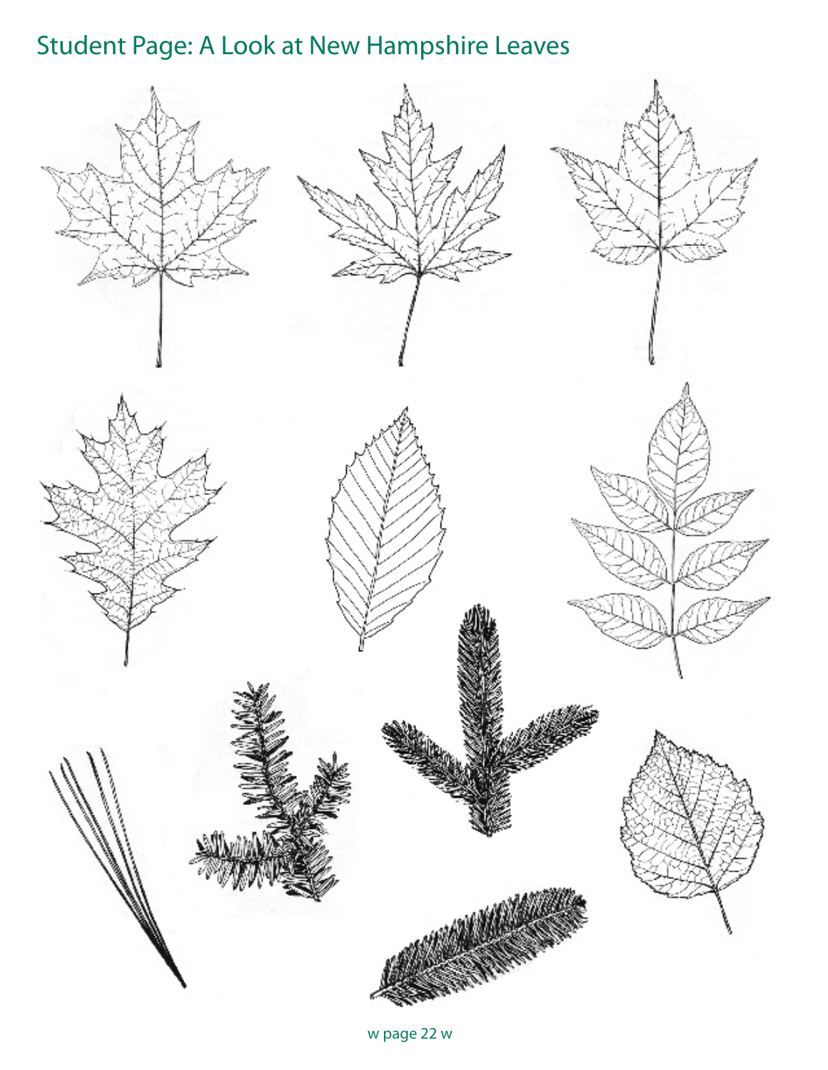## Student Page: A Look at New Hampshire Leaves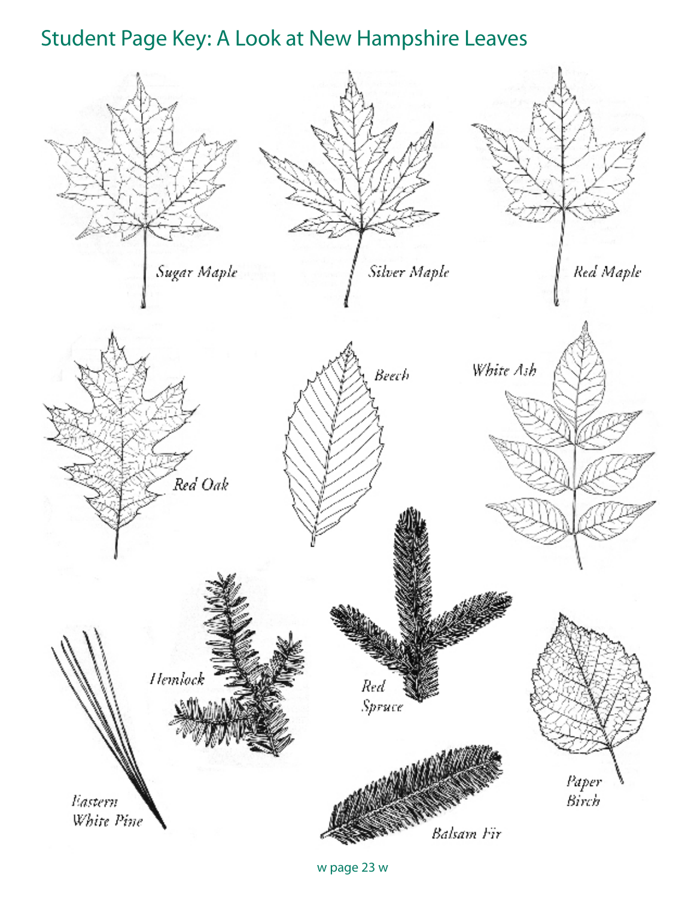# Student Page Key: A Look at New Hampshire Leaves

Sugar Maple

Silver Maple

Red Maple

Red Oak

Beech

White Ash

Hemlock

Red Spruce

Eastern White Pine

Balsam Fir

Paper Birch